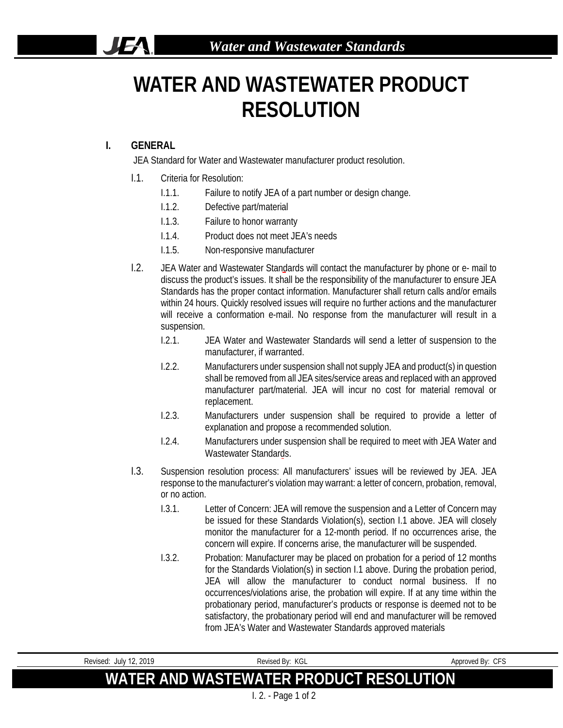# WATER AND WASTEWATER PRODUCT RESOLUTION

## I. GENERAL

JEA Standard for Water and Wastewater manufacturer product resolution.

I.1. Criteria for Resolution:

- I.1.1. Failure to notify JEA of a part number or design change.
- I.1.2. Defective part/material
- I.1.3. Failure to honor warranty
- I.1.4. Product does not meet JEA's needs
- I.1.5. Non-responsive manufacturer

I.2. JEA Water and Wastewater Standards will contact the manufacturer by phone or e- mail to discuss the product's issues. It shall be the responsibility of the manufacturer to ensure JEA Standards has the proper contact information. Manufacturer shall return calls and/or emails within 24 hours. Quickly resolved issues will require no further actions and the manufacturer will receive a conformation e-mail. No response from the manufacturer will result in a suspension.

- I.2.1. JEA Water and Wastewater Standards will send a letter of suspension to the manufacturer, if warranted.
- I.2.2. Manufacturers under suspension shall not supply JEA and product(s) in question shall be removed from all JEA sites/service areas and replaced with an approved manufacturer part/material. JEA will incur no cost for material removal or replacement.
- I.2.3. Manufacturers under suspension shall be required to provide a letter of explanation and propose a recommended solution.
- I.2.4. Manufacturers under suspension shall be required to meet with JEA Water and Wastewater Standards.

I.3. Suspension resolution process: All manufacturers' issues will be reviewed by JEA. JEA response to the manufacturer's violation may warrant: a letter of concern, probation, removal, or no action.

- I.3.1. Letter of Concern: JEA will remove the suspension and a Letter of Concern may be issued for these Standards Violation(s), section I.1 above. JEA will closely monitor the manufacturer for a 12-month period. If no occurrences arise, the concern will expire. If concerns arise, the manufacturer will be suspended.
- I.3.2. Probation: Manufacturer may be placed on probation for a period of 12 months for the Standards Violation(s) in section I.1 above. During the probation period, JEA will allow the manufacturer to conduct normal business. If no occurrences/violations arise, the probation will expire. If at any time within the probationary period, manufacturer's products or response is deemed not to be satisfactory, the probationary period will end and manufacturer will be removed from JEA's Water and Wastewater Standards approved materials

Revised: July 12, 2019 | Revised By: KGL | Approved By: CFS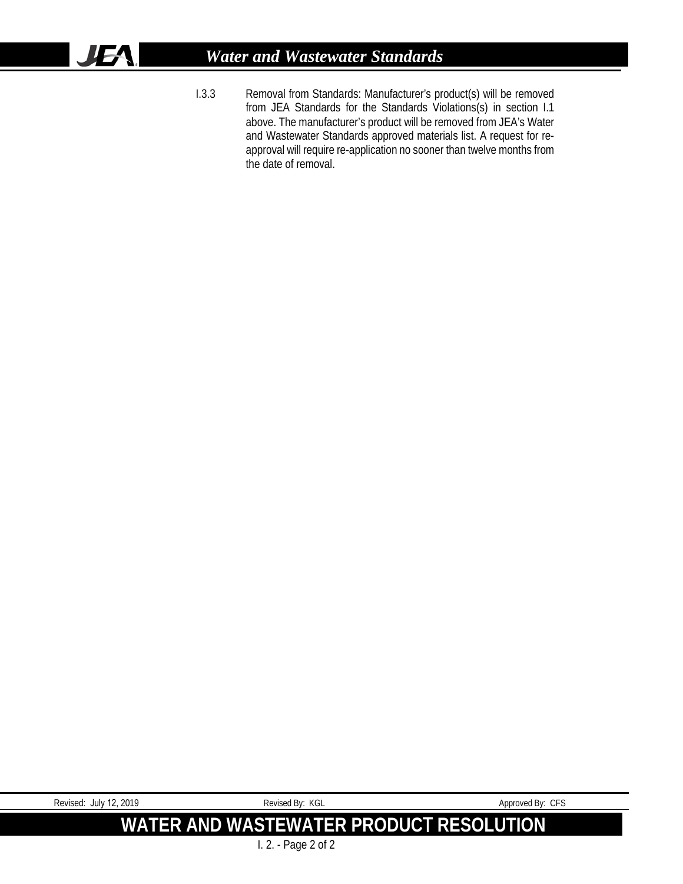I.3.3 Removal from Standards: Manufacturer's product(s) will be removed from JEA Standards for the Standards Violations(s) in section I.1 above. The manufacturer's product will be removed from JEA's Water and Wastewater Standards approved materials list. A request for re-approval will require re-application no sooner than twelve months from the date of removal.